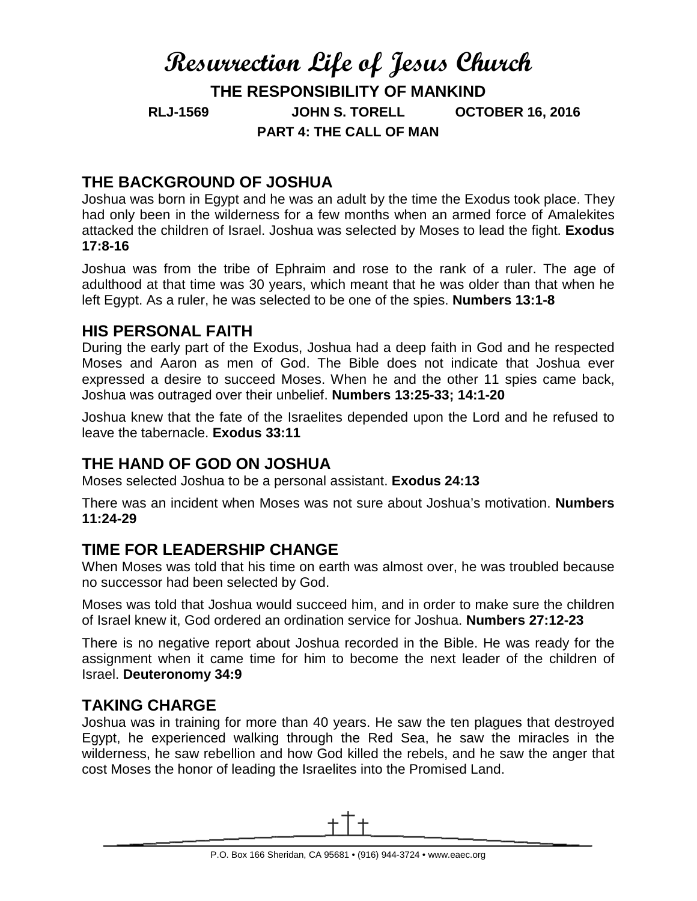# Resurrection Life of Jesus Church

## THE RESPONSIBILITY OF MANKIND

**RLJ-1569 JOHN S. TORELL OCTOBER 16, 2016**

**PART 4: THE CALL OF MAN**

## THE BACKGROUND OF JOSHUA

Joshua was born in Egypt and he was an adult by the time the Exodus took place. They had only been in the wilderness for a few months when an armed force of Amalekites attacked the children of Israel. Joshua was selected by Moses to lead the fight. **Exodus 17:8-16**

Joshua was from the tribe of Ephraim and rose to the rank of a ruler. The age of adulthood at that time was 30 years, which meant that he was older than that when he left Egypt. As a ruler, he was selected to be one of the spies. **Numbers 13:1-8**

## HIS PERSONAL FAITH

During the early part of the Exodus, Joshua had a deep faith in God and he respected Moses and Aaron as men of God. The Bible does not indicate that Joshua ever expressed a desire to succeed Moses. When he and the other 11 spies came back, Joshua was outraged over their unbelief. **Numbers 13:25-33; 14:1-20**

Joshua knew that the fate of the Israelites depended upon the Lord and he refused to leave the tabernacle. **Exodus 33:11**

## THE HAND OF GOD ON JOSHUA

Moses selected Joshua to be a personal assistant. **Exodus 24:13**

There was an incident when Moses was not sure about Joshua's motivation. **Numbers 11:24-29**

## TIME FOR LEADERSHIP CHANGE

When Moses was told that his time on earth was almost over, he was troubled because no successor had been selected by God.

Moses was told that Joshua would succeed him, and in order to make sure the children of Israel knew it, God ordered an ordination service for Joshua. **Numbers 27:12-23**

There is no negative report about Joshua recorded in the Bible. He was ready for the assignment when it came time for him to become the next leader of the children of Israel. **Deuteronomy 34:9**

## TAKING CHARGE

Joshua was in training for more than 40 years. He saw the ten plagues that destroyed Egypt, he experienced walking through the Red Sea, he saw the miracles in the wilderness, he saw rebellion and how God killed the rebels, and he saw the anger that cost Moses the honor of leading the Israelites into the Promised Land.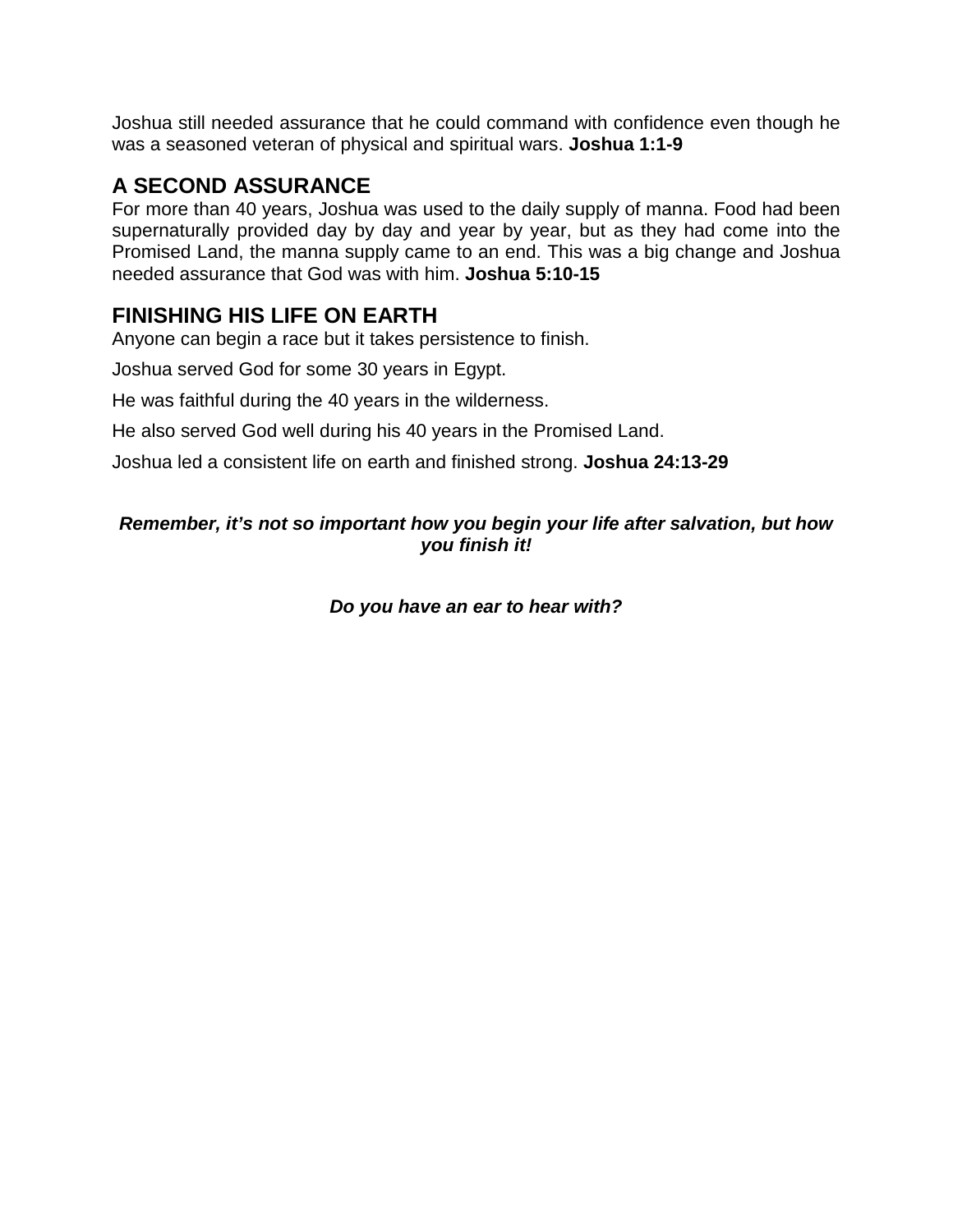Joshua still needed assurance that he could command with confidence even though he was a seasoned veteran of physical and spiritual wars. **Joshua 1:1-9**

## A SECOND ASSURANCE

For more than 40 years, Joshua was used to the daily supply of manna. Food had been supernaturally provided day by day and year by year, but as they had come into the Promised Land, the manna supply came to an end. This was a big change and Joshua needed assurance that God was with him. **Joshua 5:10-15**

## FINISHING HIS LIFE ON EARTH

Anyone can begin a race but it takes persistence to finish.

Joshua served God for some 30 years in Egypt.

He was faithful during the 40 years in the wilderness.

He also served God well during his 40 years in the Promised Land.

Joshua led a consistent life on earth and finished strong. **Joshua 24:13-29**

***Remember, it's not so important how you begin your life after salvation, but how you finish it!***

***Do you have an ear to hear with?***